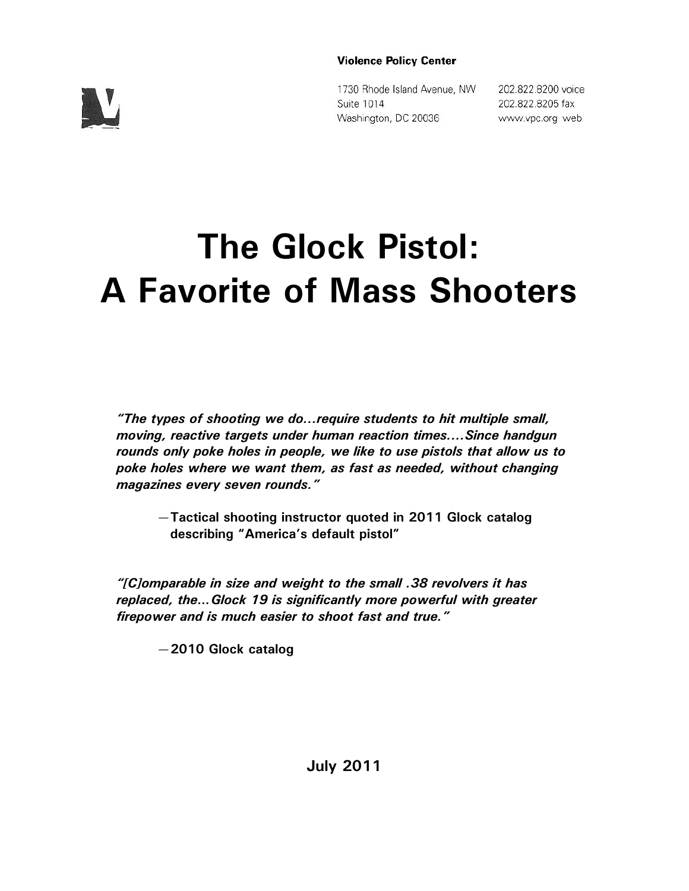**Violence Policy Center**

1730 Rhode Island Avenue, NW
Suite 1014
Washington, DC 20036

202.822.8200 voice
202.822.8205 fax
www.vpc.org web

# The Glock Pistol: A Favorite of Mass Shooters

***"The types of shooting we do…require students to hit multiple small, moving, reactive targets under human reaction times….Since handgun rounds only poke holes in people, we like to use pistols that allow us to poke holes where we want them, as fast as needed, without changing magazines every seven rounds."***

> **—Tactical shooting instructor quoted in 2011 Glock catalog describing "America's default pistol"**

***"[C]omparable in size and weight to the small .38 revolvers it has replaced, the…Glock 19 is significantly more powerful with greater firepower and is much easier to shoot fast and true."***

> **—2010 Glock catalog**

**July 2011**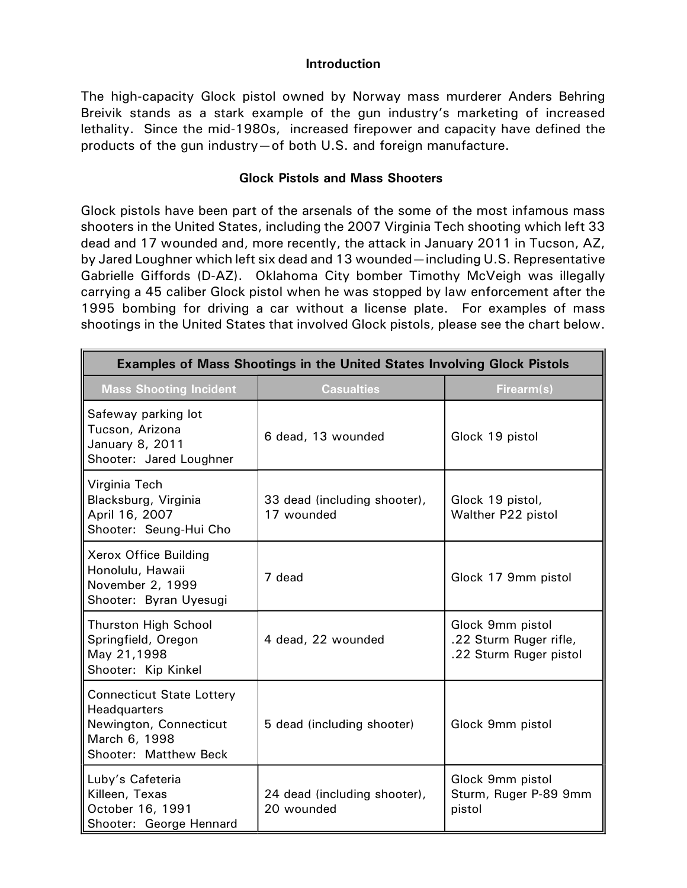**Introduction**

The high-capacity Glock pistol owned by Norway mass murderer Anders Behring Breivik stands as a stark example of the gun industry's marketing of increased lethality. Since the mid-1980s, increased firepower and capacity have defined the products of the gun industry—of both U.S. and foreign manufacture.

**Glock Pistols and Mass Shooters**

Glock pistols have been part of the arsenals of the some of the most infamous mass shooters in the United States, including the 2007 Virginia Tech shooting which left 33 dead and 17 wounded and, more recently, the attack in January 2011 in Tucson, AZ, by Jared Loughner which left six dead and 13 wounded—including U.S. Representative Gabrielle Giffords (D-AZ). Oklahoma City bomber Timothy McVeigh was illegally carrying a 45 caliber Glock pistol when he was stopped by law enforcement after the 1995 bombing for driving a car without a license plate. For examples of mass shootings in the United States that involved Glock pistols, please see the chart below.

| Examples of Mass Shootings in the United States Involving Glock Pistols | | |
|---|---|---|
| **Mass Shooting Incident** | **Casualties** | **Firearm(s)** |
| Safeway parking lot<br>Tucson, Arizona<br>January 8, 2011<br>Shooter: Jared Loughner | 6 dead, 13 wounded | Glock 19 pistol |
| Virginia Tech<br>Blacksburg, Virginia<br>April 16, 2007<br>Shooter: Seung-Hui Cho | 33 dead (including shooter), 17 wounded | Glock 19 pistol,<br>Walther P22 pistol |
| Xerox Office Building<br>Honolulu, Hawaii<br>November 2, 1999<br>Shooter: Byran Uyesugi | 7 dead | Glock 17 9mm pistol |
| Thurston High School<br>Springfield, Oregon<br>May 21,1998<br>Shooter: Kip Kinkel | 4 dead, 22 wounded | Glock 9mm pistol<br>.22 Sturm Ruger rifle,<br>.22 Sturm Ruger pistol |
| Connecticut State Lottery Headquarters<br>Newington, Connecticut<br>March 6, 1998<br>Shooter: Matthew Beck | 5 dead (including shooter) | Glock 9mm pistol |
| Luby's Cafeteria<br>Killeen, Texas<br>October 16, 1991<br>Shooter: George Hennard | 24 dead (including shooter), 20 wounded | Glock 9mm pistol<br>Sturm, Ruger P-89 9mm pistol |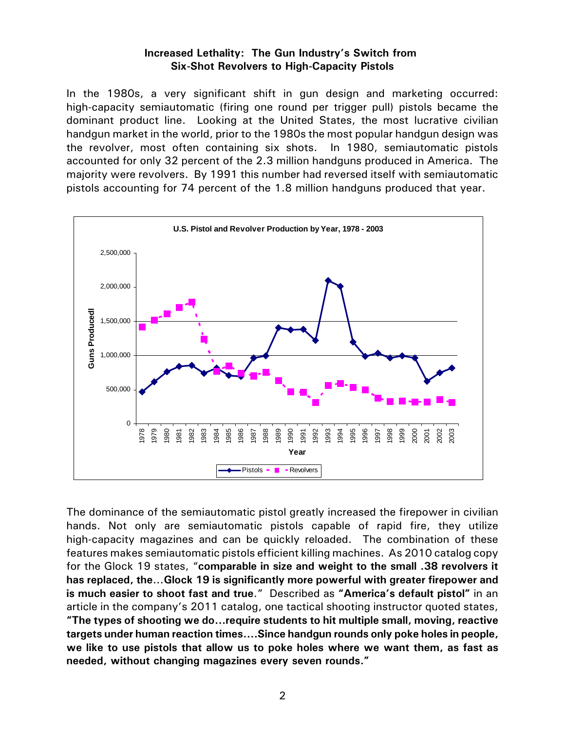**Increased Lethality: The Gun Industry's Switch from Six-Shot Revolvers to High-Capacity Pistols**

In the 1980s, a very significant shift in gun design and marketing occurred: high-capacity semiautomatic (firing one round per trigger pull) pistols became the dominant product line. Looking at the United States, the most lucrative civilian handgun market in the world, prior to the 1980s the most popular handgun design was the revolver, most often containing six shots. In 1980, semiautomatic pistols accounted for only 32 percent of the 2.3 million handguns produced in America. The majority were revolvers. By 1991 this number had reversed itself with semiautomatic pistols accounting for 74 percent of the 1.8 million handguns produced that year.

The dominance of the semiautomatic pistol greatly increased the firepower in civilian hands. Not only are semiautomatic pistols capable of rapid fire, they utilize high-capacity magazines and can be quickly reloaded. The combination of these features makes semiautomatic pistols efficient killing machines. As 2010 catalog copy for the Glock 19 states, "**comparable in size and weight to the small .38 revolvers it has replaced, the…Glock 19 is significantly more powerful with greater firepower and is much easier to shoot fast and true**." Described as **"America's default pistol"** in an article in the company's 2011 catalog, one tactical shooting instructor quoted states, **"The types of shooting we do…require students to hit multiple small, moving, reactive targets under human reaction times….Since handgun rounds only poke holes in people, we like to use pistols that allow us to poke holes where we want them, as fast as needed, without changing magazines every seven rounds."**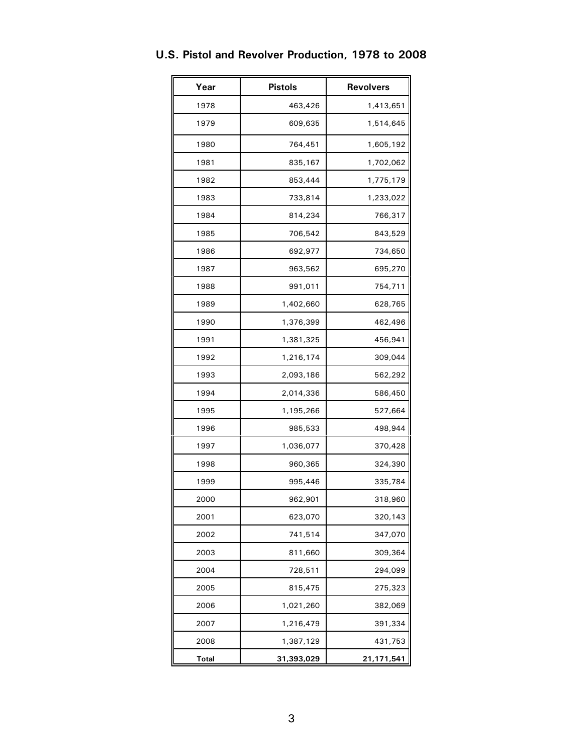## U.S. Pistol and Revolver Production, 1978 to 2008

| Year | Pistols | Revolvers |
|---|---|---|
| 1978 | 463,426 | 1,413,651 |
| 1979 | 609,635 | 1,514,645 |
| 1980 | 764,451 | 1,605,192 |
| 1981 | 835,167 | 1,702,062 |
| 1982 | 853,444 | 1,775,179 |
| 1983 | 733,814 | 1,233,022 |
| 1984 | 814,234 | 766,317 |
| 1985 | 706,542 | 843,529 |
| 1986 | 692,977 | 734,650 |
| 1987 | 963,562 | 695,270 |
| 1988 | 991,011 | 754,711 |
| 1989 | 1,402,660 | 628,765 |
| 1990 | 1,376,399 | 462,496 |
| 1991 | 1,381,325 | 456,941 |
| 1992 | 1,216,174 | 309,044 |
| 1993 | 2,093,186 | 562,292 |
| 1994 | 2,014,336 | 586,450 |
| 1995 | 1,195,266 | 527,664 |
| 1996 | 985,533 | 498,944 |
| 1997 | 1,036,077 | 370,428 |
| 1998 | 960,365 | 324,390 |
| 1999 | 995,446 | 335,784 |
| 2000 | 962,901 | 318,960 |
| 2001 | 623,070 | 320,143 |
| 2002 | 741,514 | 347,070 |
| 2003 | 811,660 | 309,364 |
| 2004 | 728,511 | 294,099 |
| 2005 | 815,475 | 275,323 |
| 2006 | 1,021,260 | 382,069 |
| 2007 | 1,216,479 | 391,334 |
| 2008 | 1,387,129 | 431,753 |
| **Total** | **31,393,029** | **21,171,541** |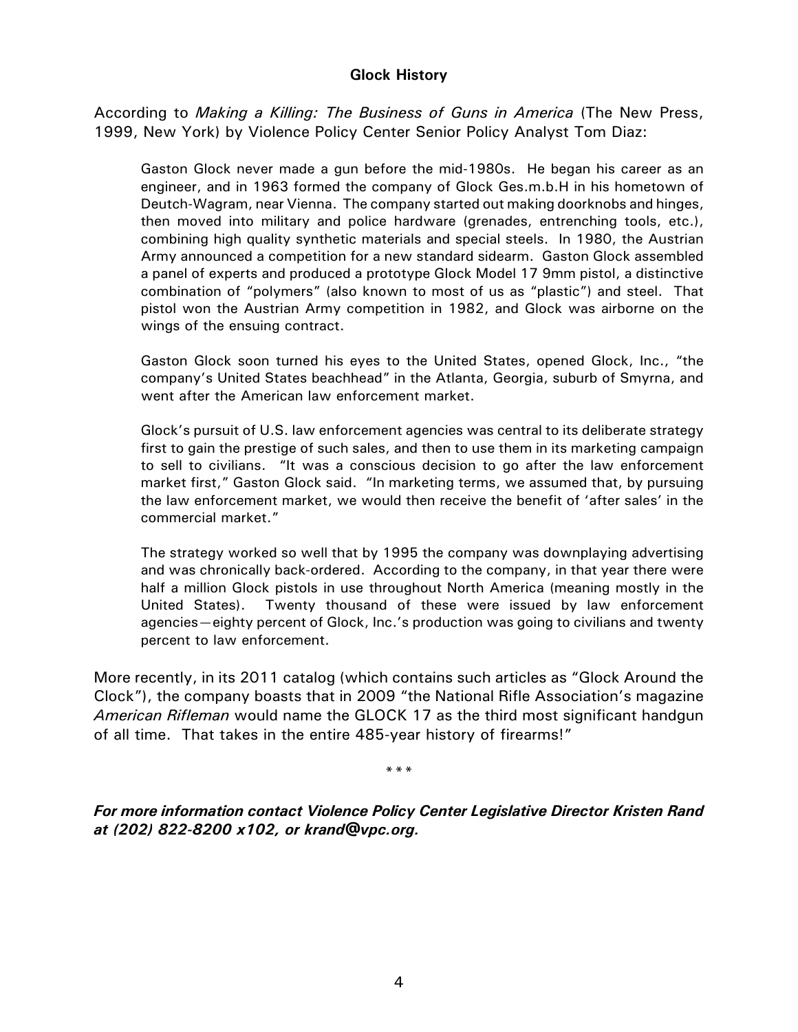**Glock History**

According to *Making a Killing: The Business of Guns in America* (The New Press, 1999, New York) by Violence Policy Center Senior Policy Analyst Tom Diaz:

> Gaston Glock never made a gun before the mid-1980s. He began his career as an engineer, and in 1963 formed the company of Glock Ges.m.b.H in his hometown of Deutch-Wagram, near Vienna. The company started out making doorknobs and hinges, then moved into military and police hardware (grenades, entrenching tools, etc.), combining high quality synthetic materials and special steels. In 1980, the Austrian Army announced a competition for a new standard sidearm. Gaston Glock assembled a panel of experts and produced a prototype Glock Model 17 9mm pistol, a distinctive combination of "polymers" (also known to most of us as "plastic") and steel. That pistol won the Austrian Army competition in 1982, and Glock was airborne on the wings of the ensuing contract.
>
> Gaston Glock soon turned his eyes to the United States, opened Glock, Inc., "the company's United States beachhead" in the Atlanta, Georgia, suburb of Smyrna, and went after the American law enforcement market.
>
> Glock's pursuit of U.S. law enforcement agencies was central to its deliberate strategy first to gain the prestige of such sales, and then to use them in its marketing campaign to sell to civilians. "It was a conscious decision to go after the law enforcement market first," Gaston Glock said. "In marketing terms, we assumed that, by pursuing the law enforcement market, we would then receive the benefit of 'after sales' in the commercial market."
>
> The strategy worked so well that by 1995 the company was downplaying advertising and was chronically back-ordered. According to the company, in that year there were half a million Glock pistols in use throughout North America (meaning mostly in the United States). Twenty thousand of these were issued by law enforcement agencies—eighty percent of Glock, Inc.'s production was going to civilians and twenty percent to law enforcement.

More recently, in its 2011 catalog (which contains such articles as "Glock Around the Clock"), the company boasts that in 2009 "the National Rifle Association's magazine *American Rifleman* would name the GLOCK 17 as the third most significant handgun of all time. That takes in the entire 485-year history of firearms!"

\* \* \*

***For more information contact Violence Policy Center Legislative Director Kristen Rand at (202) 822-8200 x102, or krand@vpc.org.***